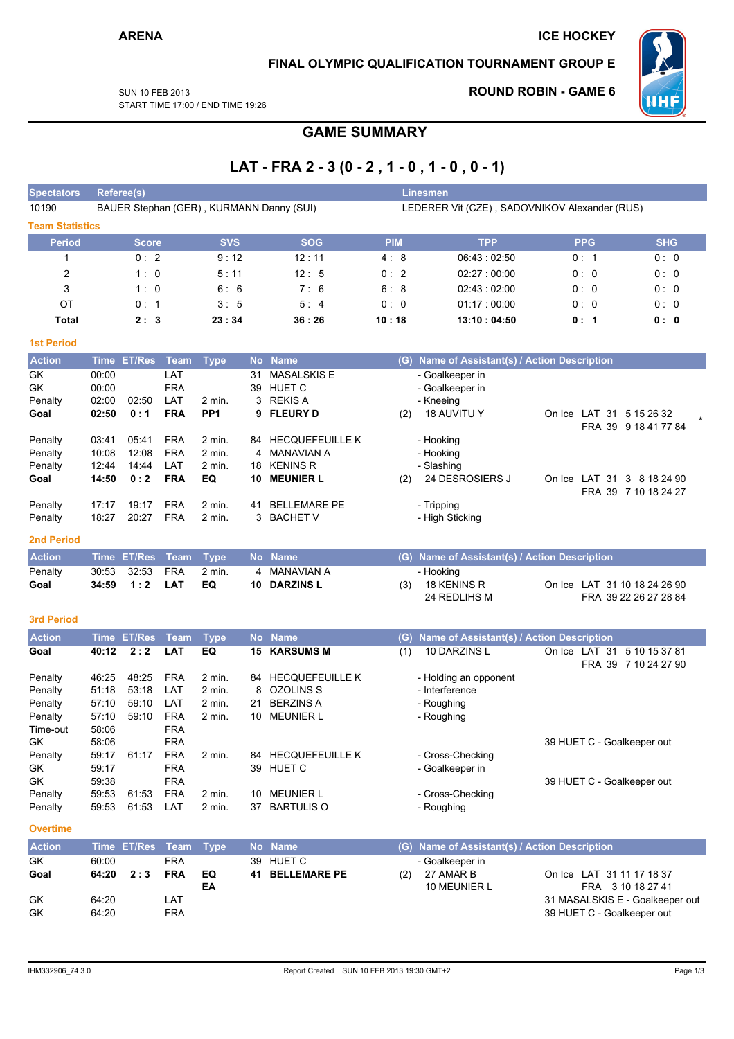**ARENA**

**ICE HOCKEY**

**FINAL OLYMPIC QUALIFICATION TOURNAMENT GROUP E**

SUN 10 FEB 2013
START TIME 17:00 / END TIME 19:26

**ROUND ROBIN - GAME 6**

## GAME SUMMARY

# LAT - FRA 2 - 3 (0 - 2 , 1 - 0 , 1 - 0 , 0 - 1)

| Spectators | Referee(s) | Linesmen |
|---|---|---|
| 10190 | BAUER Stephan (GER) , KURMANN Danny (SUI) | LEDERER Vit (CZE) , SADOVNIKOV Alexander (RUS) |

### Team Statistics

| Period | Score | SVS | SOG | PIM | TPP | PPG | SHG |
|---|---|---|---|---|---|---|---|
| 1 | 0 : 2 | 9 : 12 | 12 : 11 | 4 : 8 | 06:43 : 02:50 | 0 : 1 | 0 : 0 |
| 2 | 1 : 0 | 5 : 11 | 12 : 5 | 0 : 2 | 02:27 : 00:00 | 0 : 0 | 0 : 0 |
| 3 | 1 : 0 | 6 : 6 | 7 : 6 | 6 : 8 | 02:43 : 02:00 | 0 : 0 | 0 : 0 |
| OT | 0 : 1 | 3 : 5 | 5 : 4 | 0 : 0 | 01:17 : 00:00 | 0 : 0 | 0 : 0 |
| **Total** | **2 : 3** | **23 : 34** | **36 : 26** | **10 : 18** | **13:10 : 04:50** | **0 : 1** | **0 : 0** |

### 1st Period

| Action | Time | ET/Res | Team | Type | No | Name | (G) | Name of Assistant(s) / Action Description | |
|---|---|---|---|---|---|---|---|---|---|
| GK | 00:00 | | LAT | | 31 | MASALSKIS E | | - Goalkeeper in | |
| GK | 00:00 | | FRA | | 39 | HUET C | | - Goalkeeper in | |
| Penalty | 02:00 | 02:50 | LAT | 2 min. | 3 | REKIS A | | - Kneeing | |
| **Goal** | **02:50** | **0 : 1** | **FRA** | **PP1** | **9** | **FLEURY D** | (2) | 18 AUVITU Y | On Ice LAT 31 5 15 26 32 / FRA 39 9 18 41 77 84 * |
| Penalty | 03:41 | 05:41 | FRA | 2 min. | 84 | HECQUEFEUILLE K | | - Hooking | |
| Penalty | 10:08 | 12:08 | FRA | 2 min. | 4 | MANAVIAN A | | - Hooking | |
| Penalty | 12:44 | 14:44 | LAT | 2 min. | 18 | KENINS R | | - Slashing | |
| **Goal** | **14:50** | **0 : 2** | **FRA** | **EQ** | **10** | **MEUNIER L** | (2) | 24 DESROSIERS J | On Ice LAT 31 3 8 18 24 90 / FRA 39 7 10 18 24 27 |
| Penalty | 17:17 | 19:17 | FRA | 2 min. | 41 | BELLEMARE PE | | - Tripping | |
| Penalty | 18:27 | 20:27 | FRA | 2 min. | 3 | BACHET V | | - High Sticking | |

### 2nd Period

| Action | Time | ET/Res | Team | Type | No | Name | (G) | Name of Assistant(s) / Action Description | |
|---|---|---|---|---|---|---|---|---|---|
| Penalty | 30:53 | 32:53 | FRA | 2 min. | 4 | MANAVIAN A | | - Hooking | |
| **Goal** | **34:59** | **1 : 2** | **LAT** | **EQ** | **10** | **DARZINS L** | (3) | 18 KENINS R / 24 REDLIHS M | On Ice LAT 31 10 18 24 26 90 / FRA 39 22 26 27 28 84 |

### 3rd Period

| Action | Time | ET/Res | Team | Type | No | Name | (G) | Name of Assistant(s) / Action Description | |
|---|---|---|---|---|---|---|---|---|---|
| **Goal** | **40:12** | **2 : 2** | **LAT** | **EQ** | **15** | **KARSUMS M** | (1) | 10 DARZINS L | On Ice LAT 31 5 10 15 37 81 / FRA 39 7 10 24 27 90 |
| Penalty | 46:25 | 48:25 | FRA | 2 min. | 84 | HECQUEFEUILLE K | | - Holding an opponent | |
| Penalty | 51:18 | 53:18 | LAT | 2 min. | 8 | OZOLINS S | | - Interference | |
| Penalty | 57:10 | 59:10 | LAT | 2 min. | 21 | BERZINS A | | - Roughing | |
| Penalty | 57:10 | 59:10 | FRA | 2 min. | 10 | MEUNIER L | | - Roughing | |
| Time-out | 58:06 | | FRA | | | | | | |
| GK | 58:06 | | FRA | | | | | | 39 HUET C - Goalkeeper out |
| Penalty | 59:17 | 61:17 | FRA | 2 min. | 84 | HECQUEFEUILLE K | | - Cross-Checking | |
| GK | 59:17 | | FRA | | 39 | HUET C | | - Goalkeeper in | |
| GK | 59:38 | | FRA | | | | | | 39 HUET C - Goalkeeper out |
| Penalty | 59:53 | 61:53 | FRA | 2 min. | 10 | MEUNIER L | | - Cross-Checking | |
| Penalty | 59:53 | 61:53 | LAT | 2 min. | 37 | BARTULIS O | | - Roughing | |

### Overtime

| Action | Time | ET/Res | Team | Type | No | Name | (G) | Name of Assistant(s) / Action Description | |
|---|---|---|---|---|---|---|---|---|---|
| GK | 60:00 | | FRA | | 39 | HUET C | | - Goalkeeper in | |
| **Goal** | **64:20** | **2 : 3** | **FRA** | **EQ EA** | **41** | **BELLEMARE PE** | (2) | 27 AMAR B / 10 MEUNIER L | On Ice LAT 31 11 17 18 37 / FRA 3 10 18 27 41 |
| GK | 64:20 | | LAT | | | | | | 31 MASALSKIS E - Goalkeeper out |
| GK | 64:20 | | FRA | | | | | | 39 HUET C - Goalkeeper out |

IHM332906_74 3.0 Report Created SUN 10 FEB 2013 19:30 GMT+2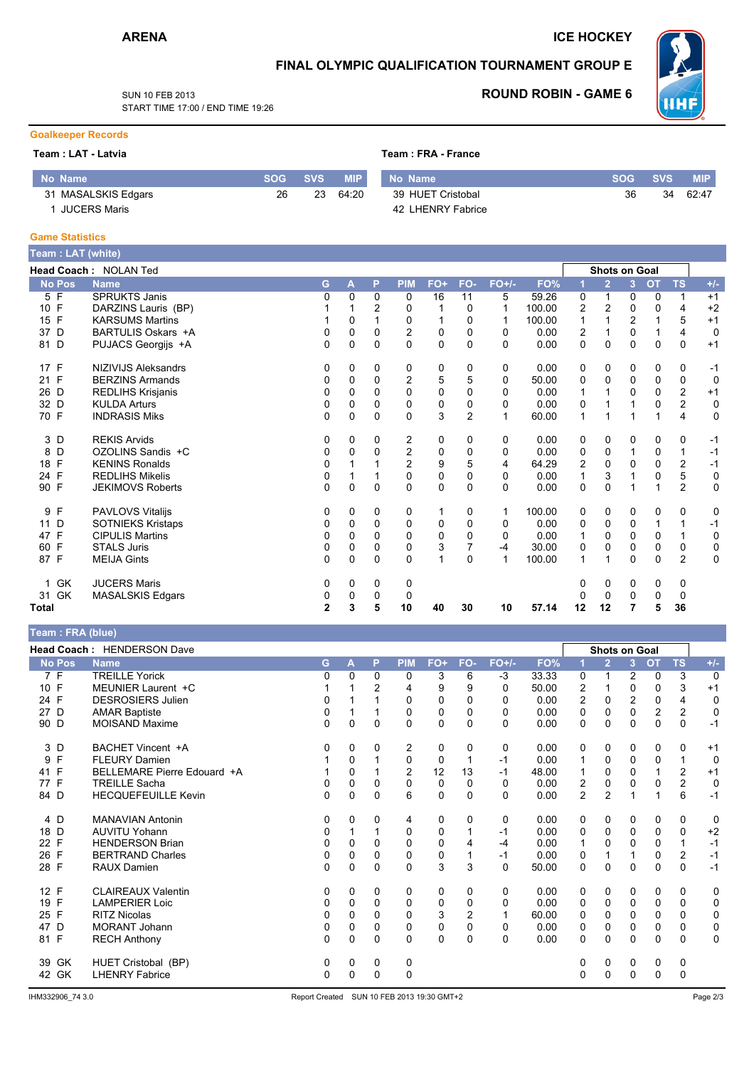**ARENA** | **ICE HOCKEY**

# FINAL OLYMPIC QUALIFICATION TOURNAMENT GROUP E

SUN 10 FEB 2013
START TIME 17:00 / END TIME 19:26

**ROUND ROBIN - GAME 6**

## Goalkeeper Records

**Team : LAT - Latvia**

| No | Name | SOG | SVS | MIP |
|---|---|---|---|---|
| 31 | MASALSKIS Edgars | 26 | 23 | 64:20 |
| 1 | JUCERS Maris | | | |

**Team : FRA - France**

| No | Name | SOG | SVS | MIP |
|---|---|---|---|---|
| 39 | HUET Cristobal | 36 | 34 | 62:47 |
| 42 | LHENRY Fabrice | | | |

## Game Statistics

### Team : LAT (white)

**Head Coach :** NOLAN Ted

| No | Pos | Name | G | A | P | PIM | FO+ | FO- | FO+/- | FO% | Shots on Goal 1 | 2 | 3 | OT | TS | +/- |
|---|---|---|---|---|---|---|---|---|---|---|---|---|---|---|---|---|
| 5 | F | SPRUKTS Janis | 0 | 0 | 0 | 0 | 16 | 11 | 5 | 59.26 | 0 | 1 | 0 | 0 | 1 | +1 |
| 10 | F | DARZINS Lauris (BP) | 1 | 1 | 2 | 0 | 1 | 0 | 1 | 100.00 | 2 | 2 | 0 | 0 | 4 | +2 |
| 15 | F | KARSUMS Martins | 1 | 0 | 1 | 0 | 1 | 0 | 1 | 100.00 | 1 | 1 | 2 | 1 | 5 | +1 |
| 37 | D | BARTULIS Oskars +A | 0 | 0 | 0 | 2 | 0 | 0 | 0 | 0.00 | 2 | 1 | 0 | 1 | 4 | 0 |
| 81 | D | PUJACS Georgijs +A | 0 | 0 | 0 | 0 | 0 | 0 | 0 | 0.00 | 0 | 0 | 0 | 0 | 0 | +1 |
| 17 | F | NIZIVIJS Aleksandrs | 0 | 0 | 0 | 0 | 0 | 0 | 0 | 0.00 | 0 | 0 | 0 | 0 | 0 | -1 |
| 21 | F | BERZINS Armands | 0 | 0 | 0 | 2 | 5 | 5 | 0 | 50.00 | 0 | 0 | 0 | 0 | 0 | 0 |
| 26 | D | REDLIHS Krisjanis | 0 | 0 | 0 | 0 | 0 | 0 | 0 | 0.00 | 1 | 1 | 0 | 0 | 2 | +1 |
| 32 | D | KULDA Arturs | 0 | 0 | 0 | 0 | 0 | 0 | 0 | 0.00 | 0 | 1 | 1 | 0 | 2 | 0 |
| 70 | F | INDRASIS Miks | 0 | 0 | 0 | 0 | 3 | 2 | 1 | 60.00 | 1 | 1 | 1 | 1 | 4 | 0 |
| 3 | D | REKIS Arvids | 0 | 0 | 0 | 2 | 0 | 0 | 0 | 0.00 | 0 | 0 | 0 | 0 | 0 | -1 |
| 8 | D | OZOLINS Sandis +C | 0 | 0 | 0 | 2 | 0 | 0 | 0 | 0.00 | 0 | 0 | 1 | 0 | 1 | -1 |
| 18 | F | KENINS Ronalds | 0 | 1 | 1 | 2 | 9 | 5 | 4 | 64.29 | 2 | 0 | 0 | 0 | 2 | -1 |
| 24 | F | REDLIHS Mikelis | 0 | 1 | 1 | 0 | 0 | 0 | 0 | 0.00 | 1 | 3 | 1 | 0 | 5 | 0 |
| 90 | F | JEKIMOVS Roberts | 0 | 0 | 0 | 0 | 0 | 0 | 0 | 0.00 | 0 | 0 | 1 | 1 | 2 | 0 |
| 9 | F | PAVLOVS Vitalijs | 0 | 0 | 0 | 0 | 1 | 0 | 1 | 100.00 | 0 | 0 | 0 | 0 | 0 | 0 |
| 11 | D | SOTNIEKS Kristaps | 0 | 0 | 0 | 0 | 0 | 0 | 0 | 0.00 | 0 | 0 | 0 | 1 | 1 | -1 |
| 47 | F | CIPULIS Martins | 0 | 0 | 0 | 0 | 0 | 0 | 0 | 0.00 | 1 | 0 | 0 | 0 | 1 | 0 |
| 60 | F | STALS Juris | 0 | 0 | 0 | 0 | 3 | 7 | -4 | 30.00 | 0 | 0 | 0 | 0 | 0 | 0 |
| 87 | F | MEIJA Gints | 0 | 0 | 0 | 0 | 1 | 0 | 1 | 100.00 | 1 | 1 | 0 | 0 | 2 | 0 |
| 1 | GK | JUCERS Maris | 0 | 0 | 0 | 0 | | | | | 0 | 0 | 0 | 0 | 0 | |
| 31 | GK | MASALSKIS Edgars | 0 | 0 | 0 | 0 | | | | | 0 | 0 | 0 | 0 | 0 | |
| **Total** | | | **2** | **3** | **5** | **10** | **40** | **30** | **10** | **57.14** | **12** | **12** | **7** | **5** | **36** | |

### Team : FRA (blue)

**Head Coach :** HENDERSON Dave

| No | Pos | Name | G | A | P | PIM | FO+ | FO- | FO+/- | FO% | Shots on Goal 1 | 2 | 3 | OT | TS | +/- |
|---|---|---|---|---|---|---|---|---|---|---|---|---|---|---|---|---|
| 7 | F | TREILLE Yorick | 0 | 0 | 0 | 0 | 3 | 6 | -3 | 33.33 | 0 | 1 | 2 | 0 | 3 | 0 |
| 10 | F | MEUNIER Laurent +C | 1 | 1 | 2 | 4 | 9 | 9 | 0 | 50.00 | 2 | 1 | 0 | 0 | 3 | +1 |
| 24 | F | DESROSIERS Julien | 0 | 1 | 1 | 0 | 0 | 0 | 0 | 0.00 | 2 | 0 | 2 | 0 | 4 | 0 |
| 27 | D | AMAR Baptiste | 0 | 1 | 1 | 0 | 0 | 0 | 0 | 0.00 | 0 | 0 | 0 | 2 | 2 | 0 |
| 90 | D | MOISAND Maxime | 0 | 0 | 0 | 0 | 0 | 0 | 0 | 0.00 | 0 | 0 | 0 | 0 | 0 | -1 |
| 3 | D | BACHET Vincent +A | 0 | 0 | 0 | 2 | 0 | 0 | 0 | 0.00 | 0 | 0 | 0 | 0 | 0 | +1 |
| 9 | F | FLEURY Damien | 1 | 0 | 1 | 0 | 0 | 1 | -1 | 0.00 | 1 | 0 | 0 | 0 | 1 | 0 |
| 41 | F | BELLEMARE Pierre Edouard +A | 1 | 0 | 1 | 2 | 12 | 13 | -1 | 48.00 | 1 | 0 | 0 | 1 | 2 | +1 |
| 77 | F | TREILLE Sacha | 0 | 0 | 0 | 0 | 0 | 0 | 0 | 0.00 | 2 | 0 | 0 | 0 | 2 | 0 |
| 84 | D | HECQUEFEUILLE Kevin | 0 | 0 | 0 | 6 | 0 | 0 | 0 | 0.00 | 2 | 2 | 1 | 1 | 6 | -1 |
| 4 | D | MANAVIAN Antonin | 0 | 0 | 0 | 4 | 0 | 0 | 0 | 0.00 | 0 | 0 | 0 | 0 | 0 | 0 |
| 18 | D | AUVITU Yohann | 0 | 1 | 1 | 0 | 0 | 1 | -1 | 0.00 | 0 | 0 | 0 | 0 | 0 | +2 |
| 22 | F | HENDERSON Brian | 0 | 0 | 0 | 0 | 0 | 4 | -4 | 0.00 | 1 | 0 | 0 | 0 | 1 | -1 |
| 26 | F | BERTRAND Charles | 0 | 0 | 0 | 0 | 0 | 1 | -1 | 0.00 | 0 | 1 | 1 | 0 | 2 | -1 |
| 28 | F | RAUX Damien | 0 | 0 | 0 | 0 | 3 | 3 | 0 | 50.00 | 0 | 0 | 0 | 0 | 0 | -1 |
| 12 | F | CLAIREAUX Valentin | 0 | 0 | 0 | 0 | 0 | 0 | 0 | 0.00 | 0 | 0 | 0 | 0 | 0 | 0 |
| 19 | F | LAMPERIER Loic | 0 | 0 | 0 | 0 | 0 | 0 | 0 | 0.00 | 0 | 0 | 0 | 0 | 0 | 0 |
| 25 | F | RITZ Nicolas | 0 | 0 | 0 | 0 | 3 | 2 | 1 | 60.00 | 0 | 0 | 0 | 0 | 0 | 0 |
| 47 | D | MORANT Johann | 0 | 0 | 0 | 0 | 0 | 0 | 0 | 0.00 | 0 | 0 | 0 | 0 | 0 | 0 |
| 81 | F | RECH Anthony | 0 | 0 | 0 | 0 | 0 | 0 | 0 | 0.00 | 0 | 0 | 0 | 0 | 0 | 0 |
| 39 | GK | HUET Cristobal (BP) | 0 | 0 | 0 | 0 | | | | | 0 | 0 | 0 | 0 | 0 | |
| 42 | GK | LHENRY Fabrice | 0 | 0 | 0 | 0 | | | | | 0 | 0 | 0 | 0 | 0 | |

IHM332906_74 3.0 | Report Created SUN 10 FEB 2013 19:30 GMT+2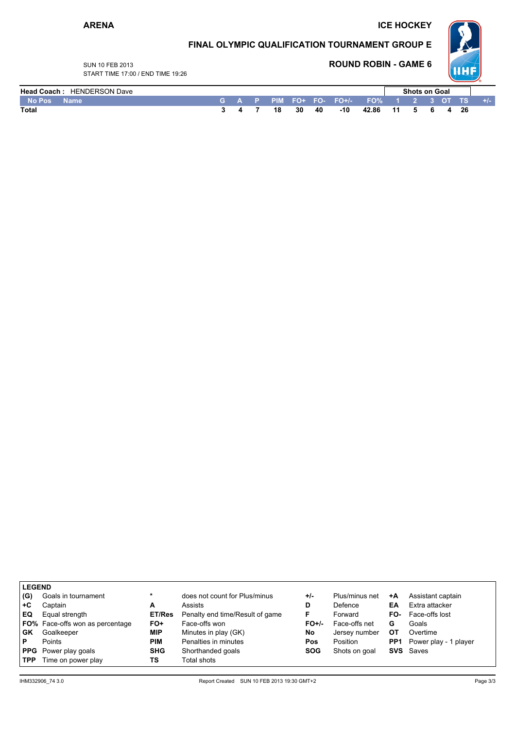**ARENA** **ICE HOCKEY**

## FINAL OLYMPIC QUALIFICATION TOURNAMENT GROUP E

SUN 10 FEB 2013
START TIME 17:00 / END TIME 19:26

**ROUND ROBIN - GAME 6**

**Head Coach :** HENDERSON Dave

| No | Pos | Name | G | A | P | PIM | FO+ | FO- | FO+/- | FO% | Shots on Goal 1 | 2 | 3 | OT | TS | +/- |
|---|---|---|---|---|---|---|---|---|---|---|---|---|---|---|---|---|
| **Total** | | | 3 | 4 | 7 | 18 | 30 | 40 | -10 | 42.86 | 11 | 5 | 6 | 4 | 26 | |

**LEGEND**

| | | | | | | | |
|---|---|---|---|---|---|---|---|
| **(G)** | Goals in tournament | **\*** | does not count for Plus/minus | **+/-** | Plus/minus net | **+A** | Assistant captain |
| **+C** | Captain | **A** | Assists | **D** | Defence | **EA** | Extra attacker |
| **EQ** | Equal strength | **ET/Res** | Penalty end time/Result of game | **F** | Forward | **FO-** | Face-offs lost |
| **FO%** | Face-offs won as percentage | **FO+** | Face-offs won | **FO+/-** | Face-offs net | **G** | Goals |
| **GK** | Goalkeeper | **MIP** | Minutes in play (GK) | **No** | Jersey number | **OT** | Overtime |
| **P** | Points | **PIM** | Penalties in minutes | **Pos** | Position | **PP1** | Power play - 1 player |
| **PPG** | Power play goals | **SHG** | Shorthanded goals | **SOG** | Shots on goal | **SVS** | Saves |
| **TPP** | Time on power play | **TS** | Total shots | | | | |

IHM332906_74 3.0 Report Created SUN 10 FEB 2013 19:30 GMT+2